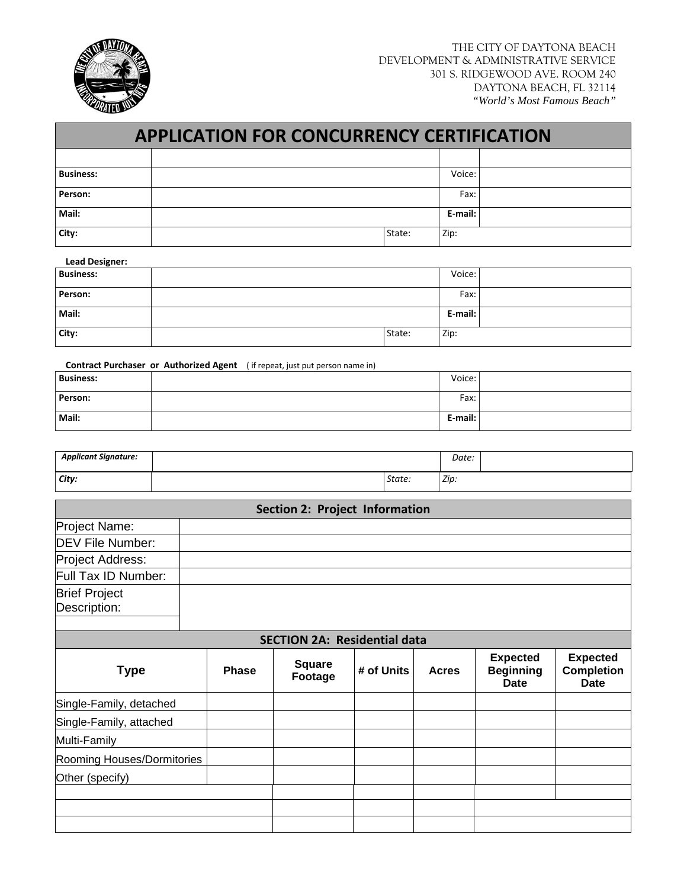THE CITY OF DAYTONA BEACH
DEVELOPMENT & ADMINISTRATIVE SERVICE
301 S. RIDGEWOOD AVE. ROOM 240
DAYTONA BEACH, FL 32114
*"World's Most Famous Beach"*

# APPLICATION FOR CONCURRENCY CERTIFICATION

| | | | | |
|---|---|---|---|---|
| **Business:** | | | Voice: | |
| **Person:** | | | Fax: | |
| **Mail:** | | | **E-mail:** | |
| **City:** | | State: | Zip: | |

**Lead Designer:**

| | | | | |
|---|---|---|---|---|
| **Business:** | | | Voice: | |
| **Person:** | | | Fax: | |
| **Mail:** | | | **E-mail:** | |
| **City:** | | State: | Zip: | |

**Contract Purchaser or Authorized Agent** ( if repeat, just put person name in)

| | | | |
|---|---|---|---|
| **Business:** | | Voice: | |
| **Person:** | | Fax: | |
| **Mail:** | | **E-mail:** | |

| | | | | |
|---|---|---|---|---|
| ***Applicant Signature:*** | | | *Date:* | |
| ***City:*** | | *State:* | *Zip:* | |

## Section 2: Project Information

| | |
|---|---|
| Project Name: | |
| DEV File Number: | |
| Project Address: | |
| Full Tax ID Number: | |
| Brief Project Description: | |

## SECTION 2A: Residential data

| Type | Phase | Square Footage | # of Units | Acres | Expected Beginning Date | Expected Completion Date |
|---|---|---|---|---|---|---|
| Single-Family, detached | | | | | | |
| Single-Family, attached | | | | | | |
| Multi-Family | | | | | | |
| Rooming Houses/Dormitories | | | | | | |
| Other (specify) | | | | | | |
| | | | | | | |
| | | | | | | |
| | | | | | | |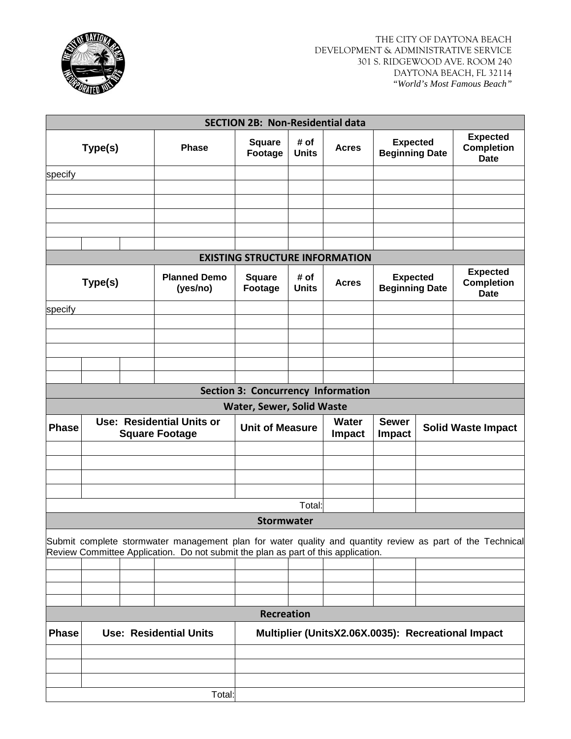THE CITY OF DAYTONA BEACH
DEVELOPMENT & ADMINISTRATIVE SERVICE
301 S. RIDGEWOOD AVE. ROOM 240
DAYTONA BEACH, FL 32114
*"World's Most Famous Beach"*

## SECTION 2B: Non-Residential data

| Type(s) | Phase | Square Footage | # of Units | Acres | Expected Beginning Date | Expected Completion Date |
|---|---|---|---|---|---|---|
| specify | | | | | | |
| | | | | | | |
| | | | | | | |
| | | | | | | |
| | | | | | | |
| | | | | | | |

## EXISTING STRUCTURE INFORMATION

| Type(s) | Planned Demo (yes/no) | Square Footage | # of Units | Acres | Expected Beginning Date | Expected Completion Date |
|---|---|---|---|---|---|---|
| specify | | | | | | |
| | | | | | | |
| | | | | | | |
| | | | | | | |
| | | | | | | |
| | | | | | | |

## Section 3: Concurrency Information

### Water, Sewer, Solid Waste

| Phase | Use: Residential Units or Square Footage | Unit of Measure | Water Impact | Sewer Impact | Solid Waste Impact |
|---|---|---|---|---|---|
| | | | | | |
| | | | | | |
| | | | | | |
| | | | | | |
| | | Total: | | | |

### Stormwater

Submit complete stormwater management plan for water quality and quantity review as part of the Technical Review Committee Application. Do not submit the plan as part of this application.

### Recreation

| Phase | Use: Residential Units | Multiplier (UnitsX2.06X.0035): Recreational Impact |
|---|---|---|
| | | |
| | | |
| | | |
| | Total: | |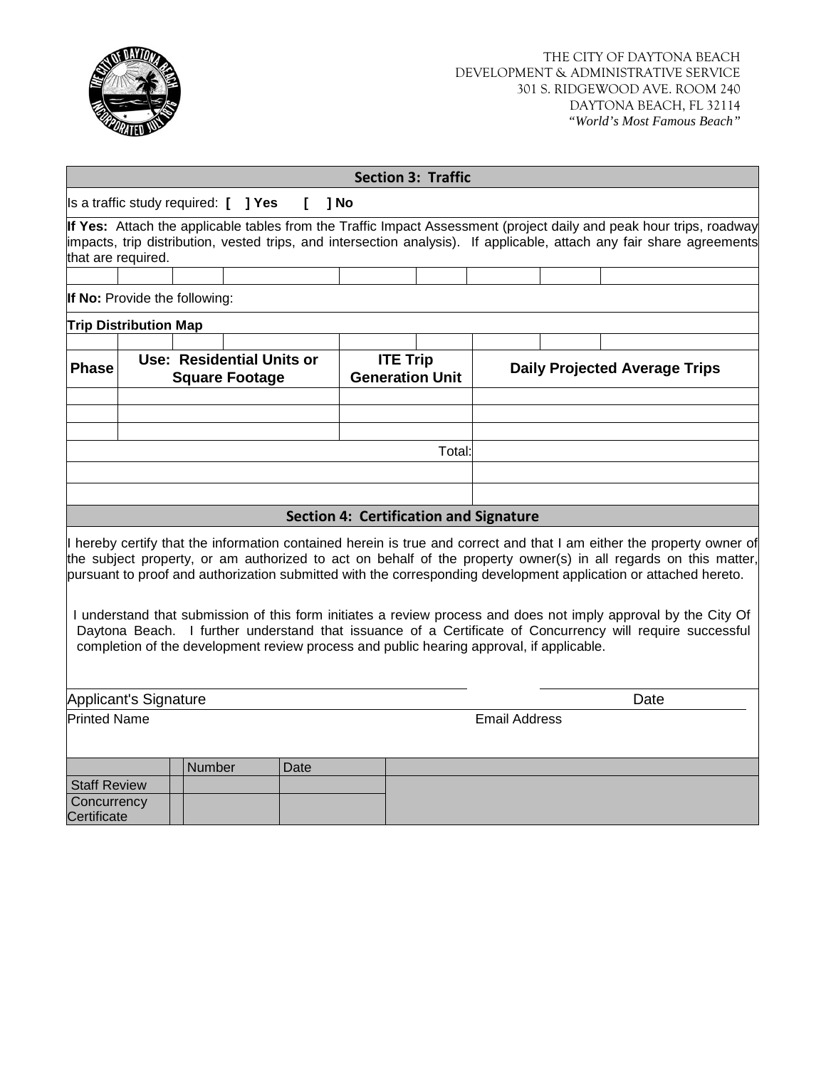THE CITY OF DAYTONA BEACH
DEVELOPMENT & ADMINISTRATIVE SERVICE
301 S. RIDGEWOOD AVE. ROOM 240
DAYTONA BEACH, FL 32114
*"World's Most Famous Beach"*

## Section 3: Traffic

Is a traffic study required: **[ ] Yes [ ] No**

**If Yes:** Attach the applicable tables from the Traffic Impact Assessment (project daily and peak hour trips, roadway impacts, trip distribution, vested trips, and intersection analysis). If applicable, attach any fair share agreements that are required.

**If No:** Provide the following:

**Trip Distribution Map**

| Phase | Use: Residential Units or Square Footage | ITE Trip Generation Unit | Daily Projected Average Trips |
|---|---|---|---|
| | | | |
| | | | |
| | | | |
| | | Total: | |
| | | | |
| | | | |

## Section 4: Certification and Signature

I hereby certify that the information contained herein is true and correct and that I am either the property owner of the subject property, or am authorized to act on behalf of the property owner(s) in all regards on this matter, pursuant to proof and authorization submitted with the corresponding development application or attached hereto.

I understand that submission of this form initiates a review process and does not imply approval by the City Of Daytona Beach. I further understand that issuance of a Certificate of Concurrency will require successful completion of the development review process and public hearing approval, if applicable.

Applicant's Signature ______________________ Date ______________

Printed Name ______________________ Email Address ______________

| | Number | Date |
|---|---|---|
| Staff Review | | |
| Concurrency Certificate | | |